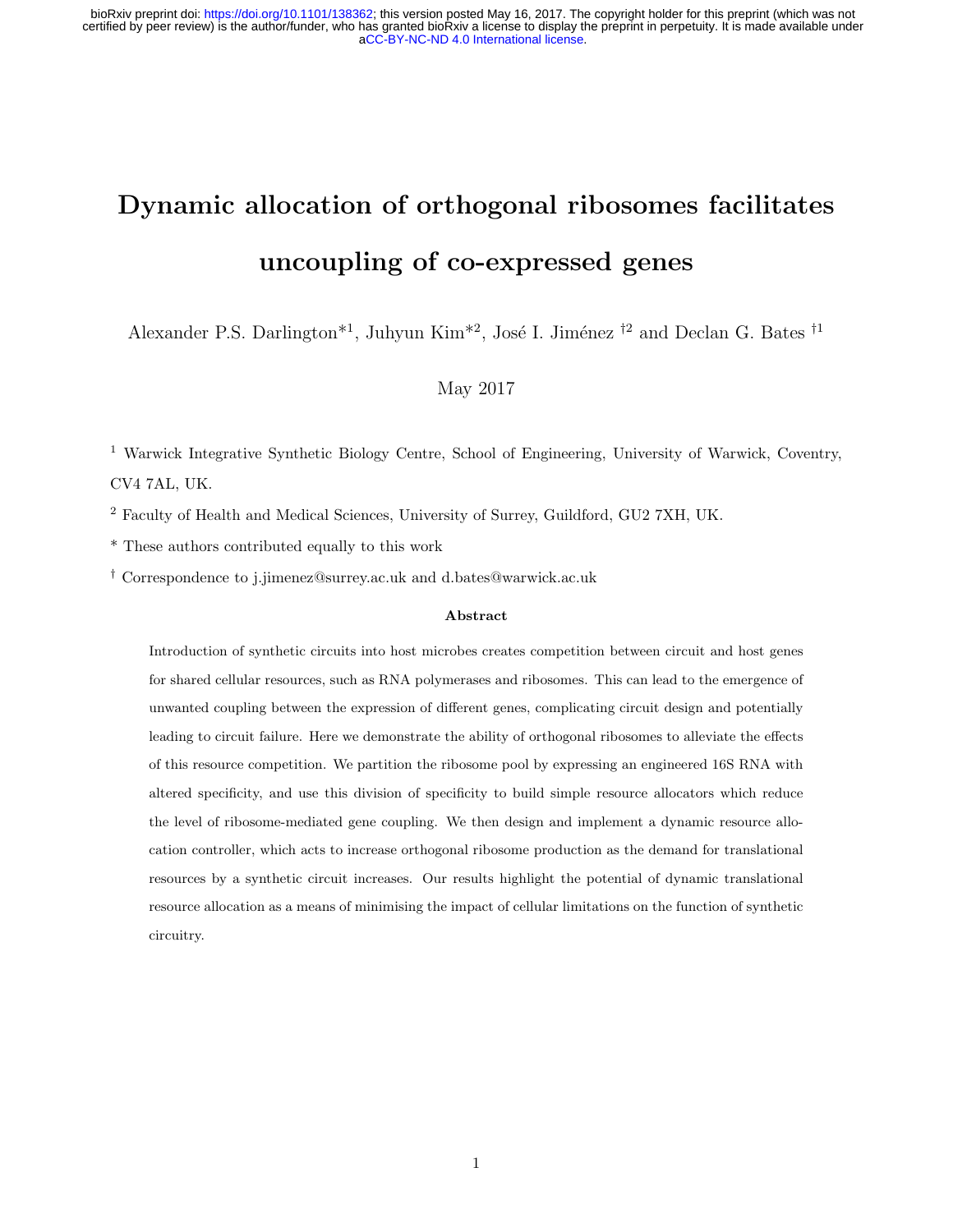# Dynamic allocation of orthogonal ribosomes facilitates uncoupling of co-expressed genes

Alexander P.S. Darlington*[1], Juhyun Kim*[2], José I. Jiménez †[2] and Declan G. Bates †[1]

May 2017

[1] Warwick Integrative Synthetic Biology Centre, School of Engineering, University of Warwick, Coventry, CV4 7AL, UK.

[2] Faculty of Health and Medical Sciences, University of Surrey, Guildford, GU2 7XH, UK.

* These authors contributed equally to this work

† Correspondence to j.jimenez@surrey.ac.uk and d.bates@warwick.ac.uk

### Abstract

Introduction of synthetic circuits into host microbes creates competition between circuit and host genes for shared cellular resources, such as RNA polymerases and ribosomes. This can lead to the emergence of unwanted coupling between the expression of different genes, complicating circuit design and potentially leading to circuit failure. Here we demonstrate the ability of orthogonal ribosomes to alleviate the effects of this resource competition. We partition the ribosome pool by expressing an engineered 16S RNA with altered specificity, and use this division of specificity to build simple resource allocators which reduce the level of ribosome-mediated gene coupling. We then design and implement a dynamic resource allocation controller, which acts to increase orthogonal ribosome production as the demand for translational resources by a synthetic circuit increases. Our results highlight the potential of dynamic translational resource allocation as a means of minimising the impact of cellular limitations on the function of synthetic circuitry.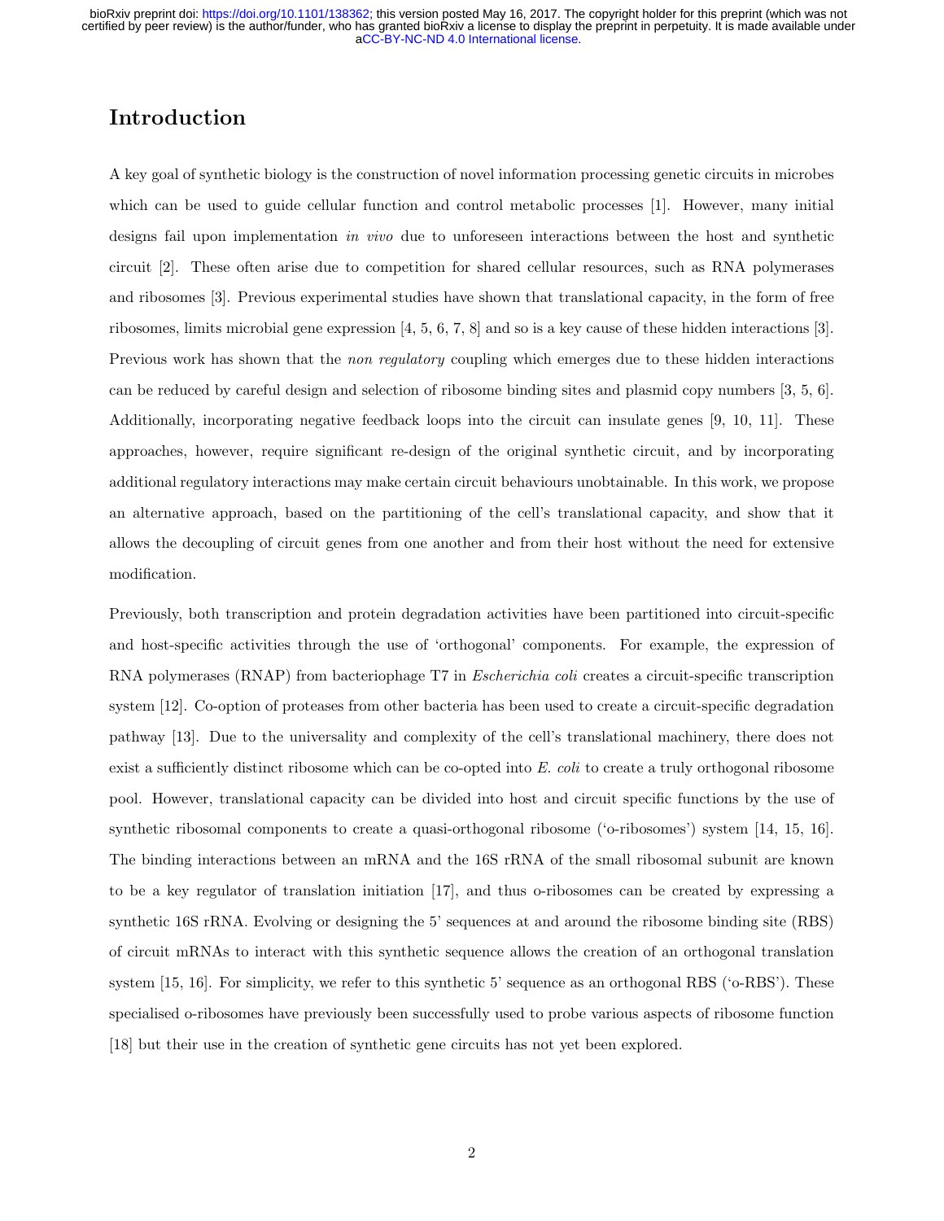# Introduction

A key goal of synthetic biology is the construction of novel information processing genetic circuits in microbes which can be used to guide cellular function and control metabolic processes [1]. However, many initial designs fail upon implementation *in vivo* due to unforeseen interactions between the host and synthetic circuit [2]. These often arise due to competition for shared cellular resources, such as RNA polymerases and ribosomes [3]. Previous experimental studies have shown that translational capacity, in the form of free ribosomes, limits microbial gene expression [4, 5, 6, 7, 8] and so is a key cause of these hidden interactions [3]. Previous work has shown that the *non regulatory* coupling which emerges due to these hidden interactions can be reduced by careful design and selection of ribosome binding sites and plasmid copy numbers [3, 5, 6]. Additionally, incorporating negative feedback loops into the circuit can insulate genes [9, 10, 11]. These approaches, however, require significant re-design of the original synthetic circuit, and by incorporating additional regulatory interactions may make certain circuit behaviours unobtainable. In this work, we propose an alternative approach, based on the partitioning of the cell's translational capacity, and show that it allows the decoupling of circuit genes from one another and from their host without the need for extensive modification.

Previously, both transcription and protein degradation activities have been partitioned into circuit-specific and host-specific activities through the use of 'orthogonal' components. For example, the expression of RNA polymerases (RNAP) from bacteriophage T7 in *Escherichia coli* creates a circuit-specific transcription system [12]. Co-option of proteases from other bacteria has been used to create a circuit-specific degradation pathway [13]. Due to the universality and complexity of the cell's translational machinery, there does not exist a sufficiently distinct ribosome which can be co-opted into *E. coli* to create a truly orthogonal ribosome pool. However, translational capacity can be divided into host and circuit specific functions by the use of synthetic ribosomal components to create a quasi-orthogonal ribosome ('o-ribosomes') system [14, 15, 16]. The binding interactions between an mRNA and the 16S rRNA of the small ribosomal subunit are known to be a key regulator of translation initiation [17], and thus o-ribosomes can be created by expressing a synthetic 16S rRNA. Evolving or designing the 5' sequences at and around the ribosome binding site (RBS) of circuit mRNAs to interact with this synthetic sequence allows the creation of an orthogonal translation system [15, 16]. For simplicity, we refer to this synthetic 5' sequence as an orthogonal RBS ('o-RBS'). These specialised o-ribosomes have previously been successfully used to probe various aspects of ribosome function [18] but their use in the creation of synthetic gene circuits has not yet been explored.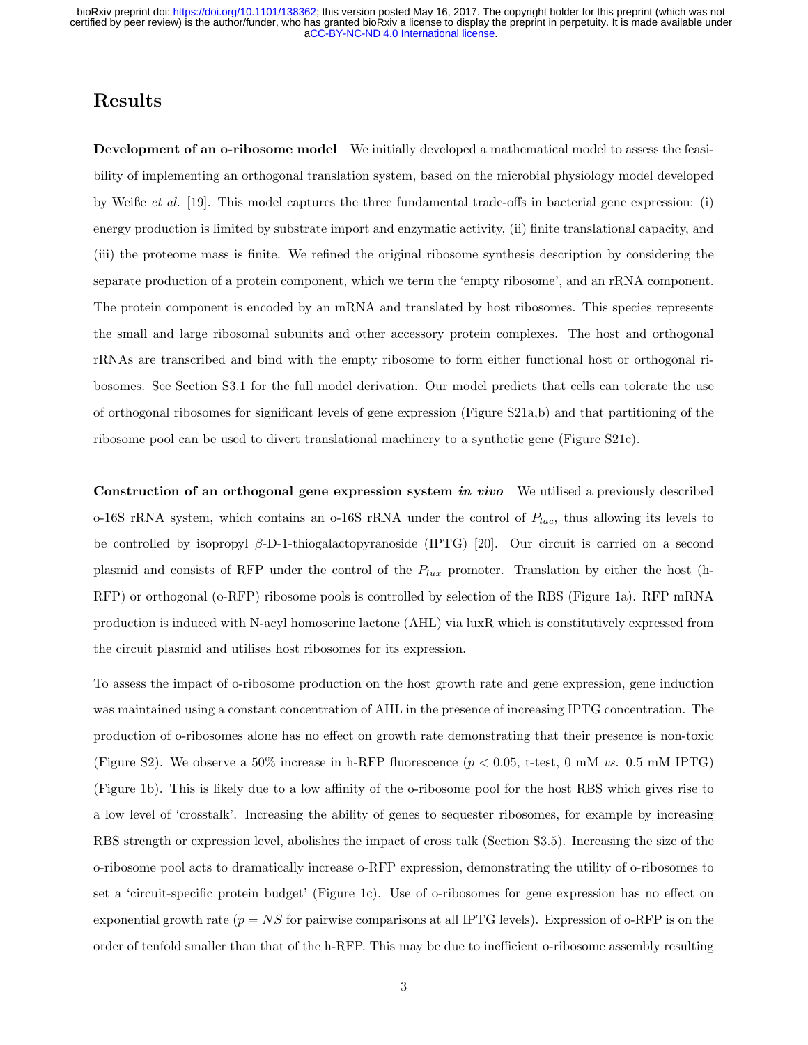# Results

**Development of an o-ribosome model** We initially developed a mathematical model to assess the feasibility of implementing an orthogonal translation system, based on the microbial physiology model developed by Weiße *et al.* [19]. This model captures the three fundamental trade-offs in bacterial gene expression: (i) energy production is limited by substrate import and enzymatic activity, (ii) finite translational capacity, and (iii) the proteome mass is finite. We refined the original ribosome synthesis description by considering the separate production of a protein component, which we term the 'empty ribosome', and an rRNA component. The protein component is encoded by an mRNA and translated by host ribosomes. This species represents the small and large ribosomal subunits and other accessory protein complexes. The host and orthogonal rRNAs are transcribed and bind with the empty ribosome to form either functional host or orthogonal ribosomes. See Section S3.1 for the full model derivation. Our model predicts that cells can tolerate the use of orthogonal ribosomes for significant levels of gene expression (Figure S21a,b) and that partitioning of the ribosome pool can be used to divert translational machinery to a synthetic gene (Figure S21c).

**Construction of an orthogonal gene expression system *in vivo*** We utilised a previously described o-16S rRNA system, which contains an o-16S rRNA under the control of $P_{lac}$, thus allowing its levels to be controlled by isopropyl $\beta$-D-1-thiogalactopyranoside (IPTG) [20]. Our circuit is carried on a second plasmid and consists of RFP under the control of the $P_{lux}$ promoter. Translation by either the host (h-RFP) or orthogonal (o-RFP) ribosome pools is controlled by selection of the RBS (Figure 1a). RFP mRNA production is induced with N-acyl homoserine lactone (AHL) via luxR which is constitutively expressed from the circuit plasmid and utilises host ribosomes for its expression.

To assess the impact of o-ribosome production on the host growth rate and gene expression, gene induction was maintained using a constant concentration of AHL in the presence of increasing IPTG concentration. The production of o-ribosomes alone has no effect on growth rate demonstrating that their presence is non-toxic (Figure S2). We observe a 50% increase in h-RFP fluorescence ($p < 0.05$, t-test, 0 mM *vs.* 0.5 mM IPTG) (Figure 1b). This is likely due to a low affinity of the o-ribosome pool for the host RBS which gives rise to a low level of 'crosstalk'. Increasing the ability of genes to sequester ribosomes, for example by increasing RBS strength or expression level, abolishes the impact of cross talk (Section S3.5). Increasing the size of the o-ribosome pool acts to dramatically increase o-RFP expression, demonstrating the utility of o-ribosomes to set a 'circuit-specific protein budget' (Figure 1c). Use of o-ribosomes for gene expression has no effect on exponential growth rate ($p = NS$ for pairwise comparisons at all IPTG levels). Expression of o-RFP is on the order of tenfold smaller than that of the h-RFP. This may be due to inefficient o-ribosome assembly resulting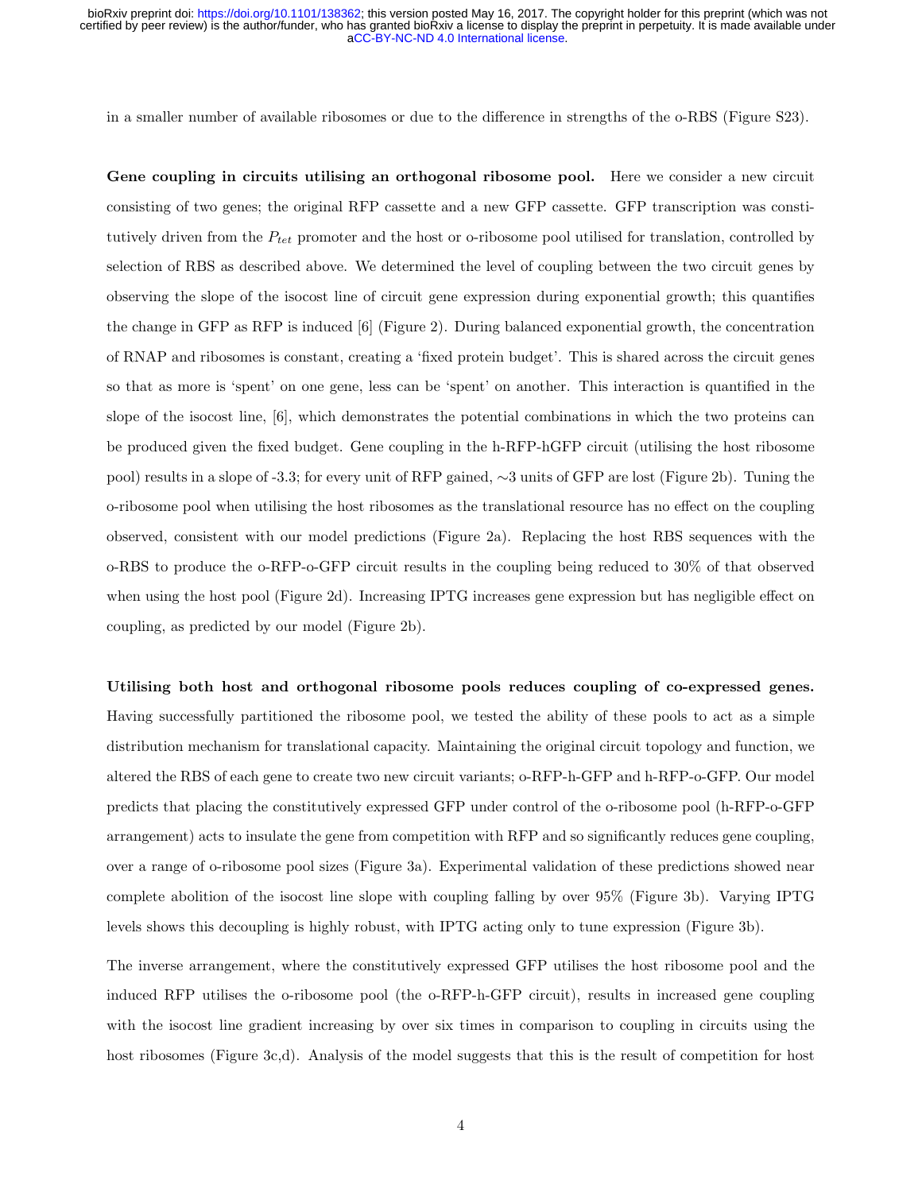in a smaller number of available ribosomes or due to the difference in strengths of the o-RBS (Figure S23).

**Gene coupling in circuits utilising an orthogonal ribosome pool.** Here we consider a new circuit consisting of two genes; the original RFP cassette and a new GFP cassette. GFP transcription was constitutively driven from the $P_{tet}$ promoter and the host or o-ribosome pool utilised for translation, controlled by selection of RBS as described above. We determined the level of coupling between the two circuit genes by observing the slope of the isocost line of circuit gene expression during exponential growth; this quantifies the change in GFP as RFP is induced [6] (Figure 2). During balanced exponential growth, the concentration of RNAP and ribosomes is constant, creating a 'fixed protein budget'. This is shared across the circuit genes so that as more is 'spent' on one gene, less can be 'spent' on another. This interaction is quantified in the slope of the isocost line, [6], which demonstrates the potential combinations in which the two proteins can be produced given the fixed budget. Gene coupling in the h-RFP-hGFP circuit (utilising the host ribosome pool) results in a slope of -3.3; for every unit of RFP gained, ∼3 units of GFP are lost (Figure 2b). Tuning the o-ribosome pool when utilising the host ribosomes as the translational resource has no effect on the coupling observed, consistent with our model predictions (Figure 2a). Replacing the host RBS sequences with the o-RBS to produce the o-RFP-o-GFP circuit results in the coupling being reduced to 30% of that observed when using the host pool (Figure 2d). Increasing IPTG increases gene expression but has negligible effect on coupling, as predicted by our model (Figure 2b).

**Utilising both host and orthogonal ribosome pools reduces coupling of co-expressed genes.** Having successfully partitioned the ribosome pool, we tested the ability of these pools to act as a simple distribution mechanism for translational capacity. Maintaining the original circuit topology and function, we altered the RBS of each gene to create two new circuit variants; o-RFP-h-GFP and h-RFP-o-GFP. Our model predicts that placing the constitutively expressed GFP under control of the o-ribosome pool (h-RFP-o-GFP arrangement) acts to insulate the gene from competition with RFP and so significantly reduces gene coupling, over a range of o-ribosome pool sizes (Figure 3a). Experimental validation of these predictions showed near complete abolition of the isocost line slope with coupling falling by over 95% (Figure 3b). Varying IPTG levels shows this decoupling is highly robust, with IPTG acting only to tune expression (Figure 3b).

The inverse arrangement, where the constitutively expressed GFP utilises the host ribosome pool and the induced RFP utilises the o-ribosome pool (the o-RFP-h-GFP circuit), results in increased gene coupling with the isocost line gradient increasing by over six times in comparison to coupling in circuits using the host ribosomes (Figure 3c,d). Analysis of the model suggests that this is the result of competition for host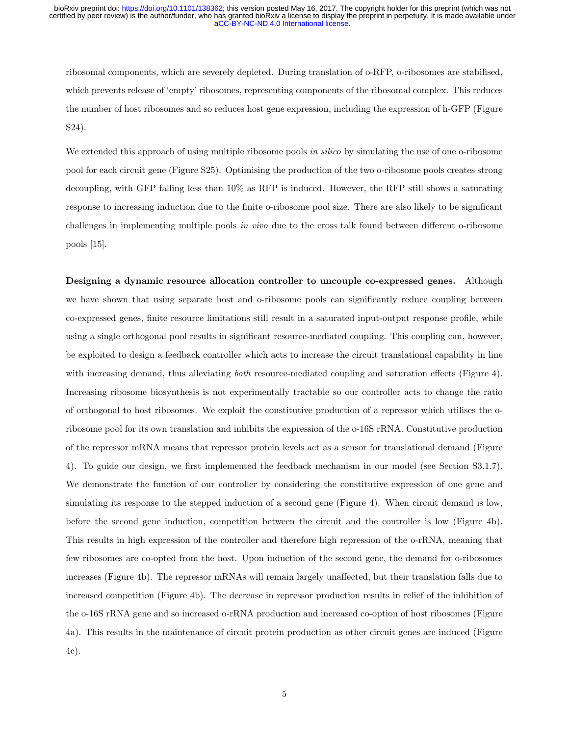ribosomal components, which are severely depleted. During translation of o-RFP, o-ribosomes are stabilised, which prevents release of 'empty' ribosomes, representing components of the ribosomal complex. This reduces the number of host ribosomes and so reduces host gene expression, including the expression of h-GFP (Figure S24).

We extended this approach of using multiple ribosome pools *in silico* by simulating the use of one o-ribosome pool for each circuit gene (Figure S25). Optimising the production of the two o-ribosome pools creates strong decoupling, with GFP falling less than 10% as RFP is induced. However, the RFP still shows a saturating response to increasing induction due to the finite o-ribosome pool size. There are also likely to be significant challenges in implementing multiple pools *in vivo* due to the cross talk found between different o-ribosome pools [15].

**Designing a dynamic resource allocation controller to uncouple co-expressed genes.** Although we have shown that using separate host and o-ribosome pools can significantly reduce coupling between co-expressed genes, finite resource limitations still result in a saturated input-output response profile, while using a single orthogonal pool results in significant resource-mediated coupling. This coupling can, however, be exploited to design a feedback controller which acts to increase the circuit translational capability in line with increasing demand, thus alleviating *both* resource-mediated coupling and saturation effects (Figure 4). Increasing ribosome biosynthesis is not experimentally tractable so our controller acts to change the ratio of orthogonal to host ribosomes. We exploit the constitutive production of a repressor which utilises the o-ribosome pool for its own translation and inhibits the expression of the o-16S rRNA. Constitutive production of the repressor mRNA means that repressor protein levels act as a sensor for translational demand (Figure 4). To guide our design, we first implemented the feedback mechanism in our model (see Section S3.1.7). We demonstrate the function of our controller by considering the constitutive expression of one gene and simulating its response to the stepped induction of a second gene (Figure 4). When circuit demand is low, before the second gene induction, competition between the circuit and the controller is low (Figure 4b). This results in high expression of the controller and therefore high repression of the o-rRNA, meaning that few ribosomes are co-opted from the host. Upon induction of the second gene, the demand for o-ribosomes increases (Figure 4b). The repressor mRNAs will remain largely unaffected, but their translation falls due to increased competition (Figure 4b). The decrease in repressor production results in relief of the inhibition of the o-16S rRNA gene and so increased o-rRNA production and increased co-option of host ribosomes (Figure 4a). This results in the maintenance of circuit protein production as other circuit genes are induced (Figure 4c).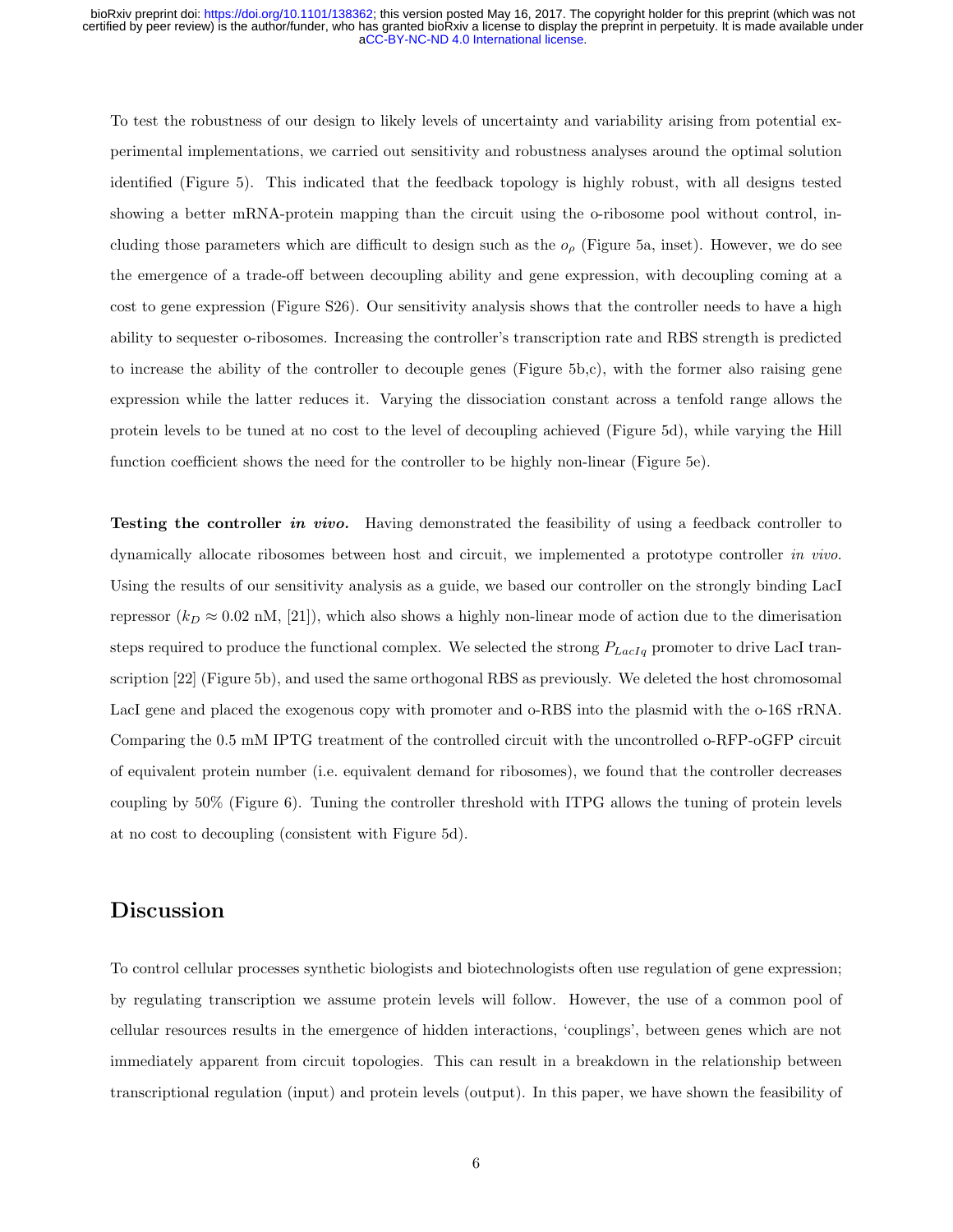To test the robustness of our design to likely levels of uncertainty and variability arising from potential experimental implementations, we carried out sensitivity and robustness analyses around the optimal solution identified (Figure 5). This indicated that the feedback topology is highly robust, with all designs tested showing a better mRNA-protein mapping than the circuit using the o-ribosome pool without control, including those parameters which are difficult to design such as the $o_\rho$ (Figure 5a, inset). However, we do see the emergence of a trade-off between decoupling ability and gene expression, with decoupling coming at a cost to gene expression (Figure S26). Our sensitivity analysis shows that the controller needs to have a high ability to sequester o-ribosomes. Increasing the controller's transcription rate and RBS strength is predicted to increase the ability of the controller to decouple genes (Figure 5b,c), with the former also raising gene expression while the latter reduces it. Varying the dissociation constant across a tenfold range allows the protein levels to be tuned at no cost to the level of decoupling achieved (Figure 5d), while varying the Hill function coefficient shows the need for the controller to be highly non-linear (Figure 5e).

**Testing the controller *in vivo*.** Having demonstrated the feasibility of using a feedback controller to dynamically allocate ribosomes between host and circuit, we implemented a prototype controller *in vivo*. Using the results of our sensitivity analysis as a guide, we based our controller on the strongly binding LacI repressor ($k_D \approx 0.02$ nM, [21]), which also shows a highly non-linear mode of action due to the dimerisation steps required to produce the functional complex. We selected the strong $P_{LacIq}$ promoter to drive LacI transcription [22] (Figure 5b), and used the same orthogonal RBS as previously. We deleted the host chromosomal LacI gene and placed the exogenous copy with promoter and o-RBS into the plasmid with the o-16S rRNA. Comparing the 0.5 mM IPTG treatment of the controlled circuit with the uncontrolled o-RFP-oGFP circuit of equivalent protein number (i.e. equivalent demand for ribosomes), we found that the controller decreases coupling by 50% (Figure 6). Tuning the controller threshold with ITPG allows the tuning of protein levels at no cost to decoupling (consistent with Figure 5d).

## Discussion

To control cellular processes synthetic biologists and biotechnologists often use regulation of gene expression; by regulating transcription we assume protein levels will follow. However, the use of a common pool of cellular resources results in the emergence of hidden interactions, 'couplings', between genes which are not immediately apparent from circuit topologies. This can result in a breakdown in the relationship between transcriptional regulation (input) and protein levels (output). In this paper, we have shown the feasibility of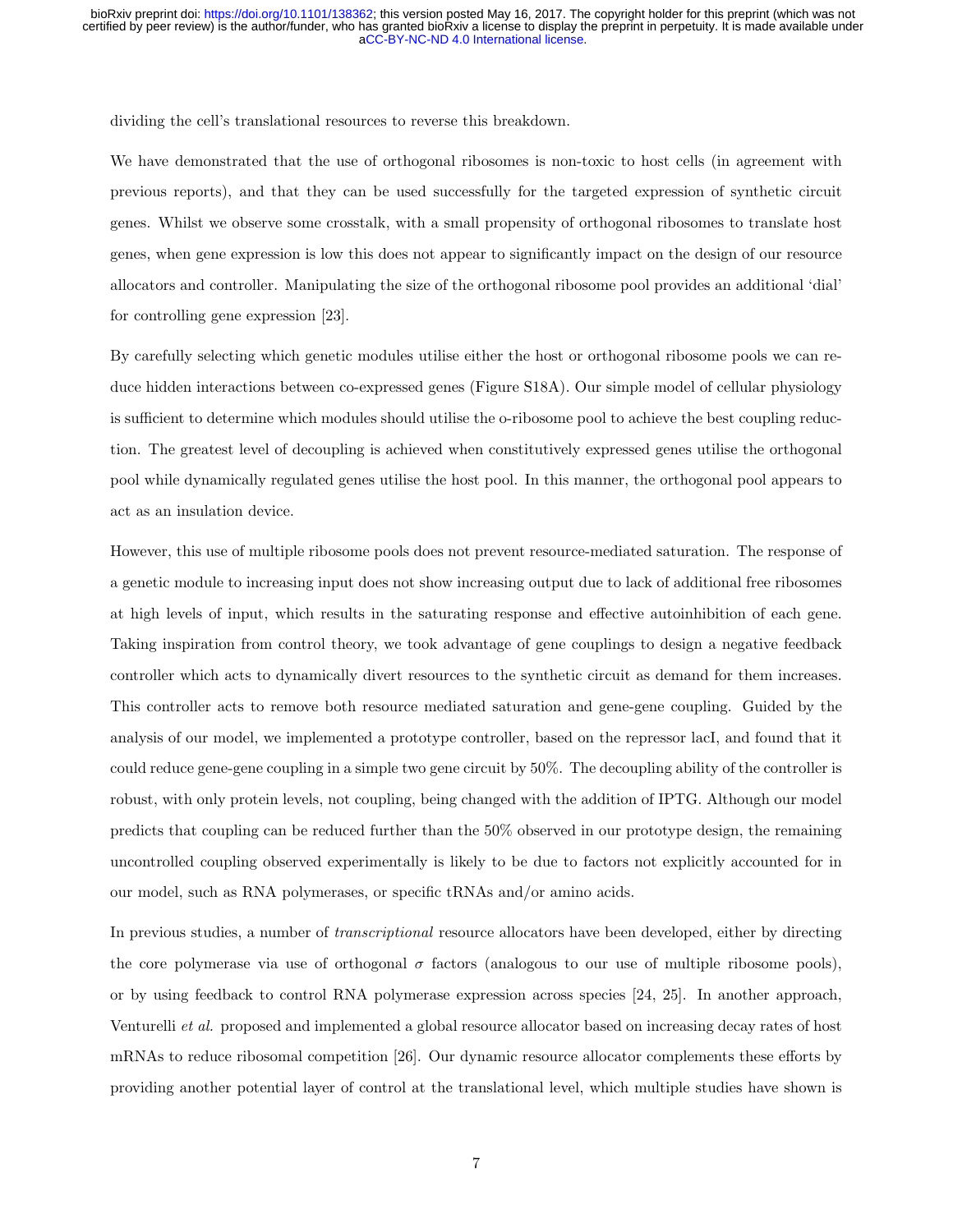dividing the cell's translational resources to reverse this breakdown.

We have demonstrated that the use of orthogonal ribosomes is non-toxic to host cells (in agreement with previous reports), and that they can be used successfully for the targeted expression of synthetic circuit genes. Whilst we observe some crosstalk, with a small propensity of orthogonal ribosomes to translate host genes, when gene expression is low this does not appear to significantly impact on the design of our resource allocators and controller. Manipulating the size of the orthogonal ribosome pool provides an additional 'dial' for controlling gene expression [23].

By carefully selecting which genetic modules utilise either the host or orthogonal ribosome pools we can reduce hidden interactions between co-expressed genes (Figure S18A). Our simple model of cellular physiology is sufficient to determine which modules should utilise the o-ribosome pool to achieve the best coupling reduction. The greatest level of decoupling is achieved when constitutively expressed genes utilise the orthogonal pool while dynamically regulated genes utilise the host pool. In this manner, the orthogonal pool appears to act as an insulation device.

However, this use of multiple ribosome pools does not prevent resource-mediated saturation. The response of a genetic module to increasing input does not show increasing output due to lack of additional free ribosomes at high levels of input, which results in the saturating response and effective autoinhibition of each gene. Taking inspiration from control theory, we took advantage of gene couplings to design a negative feedback controller which acts to dynamically divert resources to the synthetic circuit as demand for them increases. This controller acts to remove both resource mediated saturation and gene-gene coupling. Guided by the analysis of our model, we implemented a prototype controller, based on the repressor lacI, and found that it could reduce gene-gene coupling in a simple two gene circuit by 50%. The decoupling ability of the controller is robust, with only protein levels, not coupling, being changed with the addition of IPTG. Although our model predicts that coupling can be reduced further than the 50% observed in our prototype design, the remaining uncontrolled coupling observed experimentally is likely to be due to factors not explicitly accounted for in our model, such as RNA polymerases, or specific tRNAs and/or amino acids.

In previous studies, a number of *transcriptional* resource allocators have been developed, either by directing the core polymerase via use of orthogonal $\sigma$ factors (analogous to our use of multiple ribosome pools), or by using feedback to control RNA polymerase expression across species [24, 25]. In another approach, Venturelli *et al.* proposed and implemented a global resource allocator based on increasing decay rates of host mRNAs to reduce ribosomal competition [26]. Our dynamic resource allocator complements these efforts by providing another potential layer of control at the translational level, which multiple studies have shown is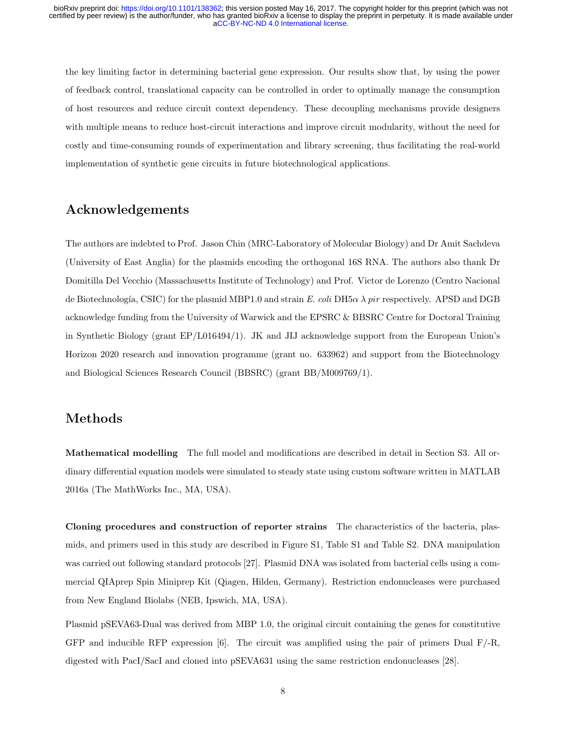the key limiting factor in determining bacterial gene expression. Our results show that, by using the power of feedback control, translational capacity can be controlled in order to optimally manage the consumption of host resources and reduce circuit context dependency. These decoupling mechanisms provide designers with multiple means to reduce host-circuit interactions and improve circuit modularity, without the need for costly and time-consuming rounds of experimentation and library screening, thus facilitating the real-world implementation of synthetic gene circuits in future biotechnological applications.

## Acknowledgements

The authors are indebted to Prof. Jason Chin (MRC-Laboratory of Molecular Biology) and Dr Amit Sachdeva (University of East Anglia) for the plasmids encoding the orthogonal 16S RNA. The authors also thank Dr Domitilla Del Vecchio (Massachusetts Institute of Technology) and Prof. Victor de Lorenzo (Centro Nacional de Biotechnología, CSIC) for the plasmid MBP1.0 and strain *E. coli* DH5$\alpha$ $\lambda$ *pir* respectively. APSD and DGB acknowledge funding from the University of Warwick and the EPSRC & BBSRC Centre for Doctoral Training in Synthetic Biology (grant EP/L016494/1). JK and JIJ acknowledge support from the European Union's Horizon 2020 research and innovation programme (grant no. 633962) and support from the Biotechnology and Biological Sciences Research Council (BBSRC) (grant BB/M009769/1).

## Methods

**Mathematical modelling** The full model and modifications are described in detail in Section S3. All ordinary differential equation models were simulated to steady state using custom software written in MATLAB 2016a (The MathWorks Inc., MA, USA).

**Cloning procedures and construction of reporter strains** The characteristics of the bacteria, plasmids, and primers used in this study are described in Figure S1, Table S1 and Table S2. DNA manipulation was carried out following standard protocols [27]. Plasmid DNA was isolated from bacterial cells using a commercial QIAprep Spin Miniprep Kit (Qiagen, Hilden, Germany). Restriction endonucleases were purchased from New England Biolabs (NEB, Ipswich, MA, USA).

Plasmid pSEVA63-Dual was derived from MBP 1.0, the original circuit containing the genes for constitutive GFP and inducible RFP expression [6]. The circuit was amplified using the pair of primers Dual F/-R, digested with PacI/SacI and cloned into pSEVA631 using the same restriction endonucleases [28].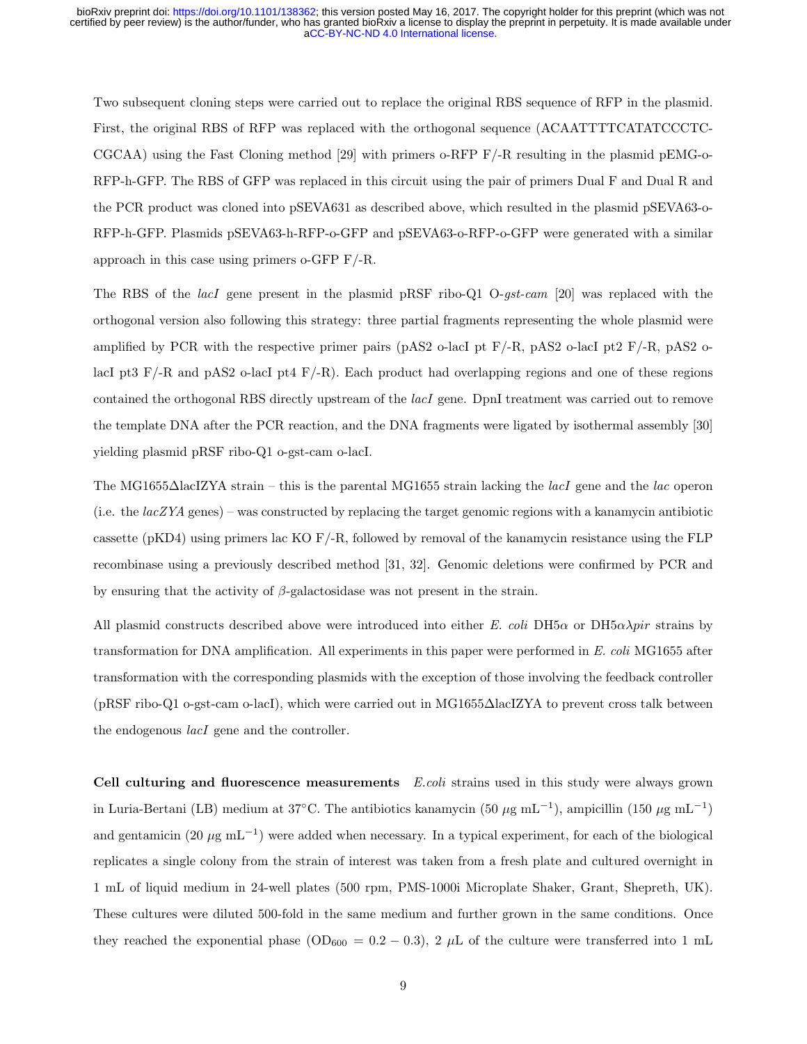Two subsequent cloning steps were carried out to replace the original RBS sequence of RFP in the plasmid. First, the original RBS of RFP was replaced with the orthogonal sequence (ACAATTTTCATATCCCTC-CGCAA) using the Fast Cloning method [29] with primers o-RFP F/-R resulting in the plasmid pEMG-o-RFP-h-GFP. The RBS of GFP was replaced in this circuit using the pair of primers Dual F and Dual R and the PCR product was cloned into pSEVA631 as described above, which resulted in the plasmid pSEVA63-o-RFP-h-GFP. Plasmids pSEVA63-h-RFP-o-GFP and pSEVA63-o-RFP-o-GFP were generated with a similar approach in this case using primers o-GFP F/-R.

The RBS of the *lacI* gene present in the plasmid pRSF ribo-Q1 O-*gst-cam* [20] was replaced with the orthogonal version also following this strategy: three partial fragments representing the whole plasmid were amplified by PCR with the respective primer pairs (pAS2 o-lacI pt F/-R, pAS2 o-lacI pt2 F/-R, pAS2 o-lacI pt3 F/-R and pAS2 o-lacI pt4 F/-R). Each product had overlapping regions and one of these regions contained the orthogonal RBS directly upstream of the *lacI* gene. DpnI treatment was carried out to remove the template DNA after the PCR reaction, and the DNA fragments were ligated by isothermal assembly [30] yielding plasmid pRSF ribo-Q1 o-gst-cam o-lacI.

The MG1655ΔlacIZYA strain – this is the parental MG1655 strain lacking the *lacI* gene and the *lac* operon (i.e. the *lacZYA* genes) – was constructed by replacing the target genomic regions with a kanamycin antibiotic cassette (pKD4) using primers lac KO F/-R, followed by removal of the kanamycin resistance using the FLP recombinase using a previously described method [31, 32]. Genomic deletions were confirmed by PCR and by ensuring that the activity of $\beta$-galactosidase was not present in the strain.

All plasmid constructs described above were introduced into either *E. coli* DH5$\alpha$ or DH5$\alpha\lambda pir$ strains by transformation for DNA amplification. All experiments in this paper were performed in *E. coli* MG1655 after transformation with the corresponding plasmids with the exception of those involving the feedback controller (pRSF ribo-Q1 o-gst-cam o-lacI), which were carried out in MG1655ΔlacIZYA to prevent cross talk between the endogenous *lacI* gene and the controller.

**Cell culturing and fluorescence measurements** *E.coli* strains used in this study were always grown in Luria-Bertani (LB) medium at 37°C. The antibiotics kanamycin (50 $\mu$g mL$^{-1}$), ampicillin (150 $\mu$g mL$^{-1}$) and gentamicin (20 $\mu$g mL$^{-1}$) were added when necessary. In a typical experiment, for each of the biological replicates a single colony from the strain of interest was taken from a fresh plate and cultured overnight in 1 mL of liquid medium in 24-well plates (500 rpm, PMS-1000i Microplate Shaker, Grant, Shepreth, UK). These cultures were diluted 500-fold in the same medium and further grown in the same conditions. Once they reached the exponential phase ($OD_{600} = 0.2 - 0.3$), 2 $\mu$L of the culture were transferred into 1 mL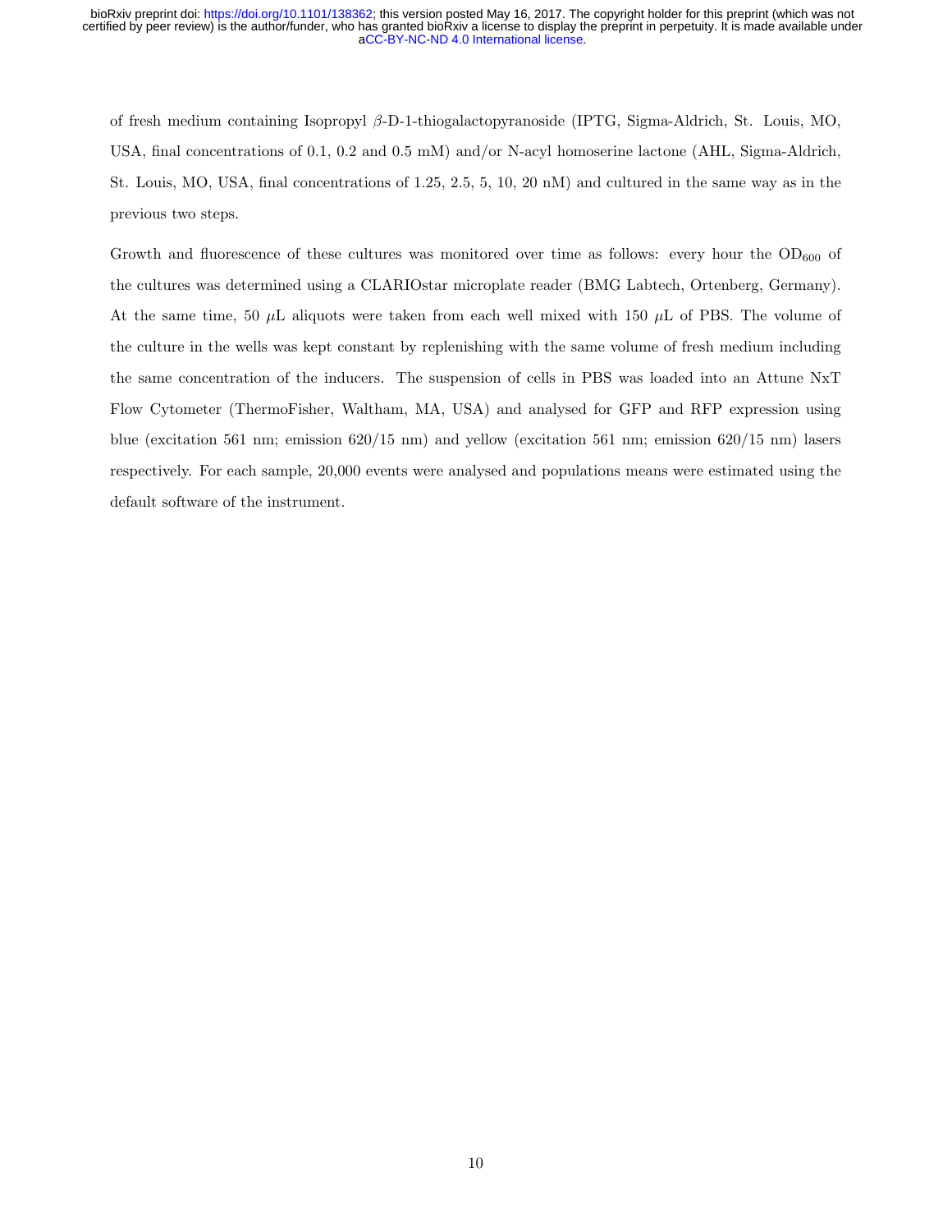of fresh medium containing Isopropyl $\beta$-D-1-thiogalactopyranoside (IPTG, Sigma-Aldrich, St. Louis, MO, USA, final concentrations of 0.1, 0.2 and 0.5 mM) and/or N-acyl homoserine lactone (AHL, Sigma-Aldrich, St. Louis, MO, USA, final concentrations of 1.25, 2.5, 5, 10, 20 nM) and cultured in the same way as in the previous two steps.

Growth and fluorescence of these cultures was monitored over time as follows: every hour the $OD_{600}$ of the cultures was determined using a CLARIOstar microplate reader (BMG Labtech, Ortenberg, Germany). At the same time, 50 $\mu$L aliquots were taken from each well mixed with 150 $\mu$L of PBS. The volume of the culture in the wells was kept constant by replenishing with the same volume of fresh medium including the same concentration of the inducers. The suspension of cells in PBS was loaded into an Attune NxT Flow Cytometer (ThermoFisher, Waltham, MA, USA) and analysed for GFP and RFP expression using blue (excitation 561 nm; emission 620/15 nm) and yellow (excitation 561 nm; emission 620/15 nm) lasers respectively. For each sample, 20,000 events were analysed and populations means were estimated using the default software of the instrument.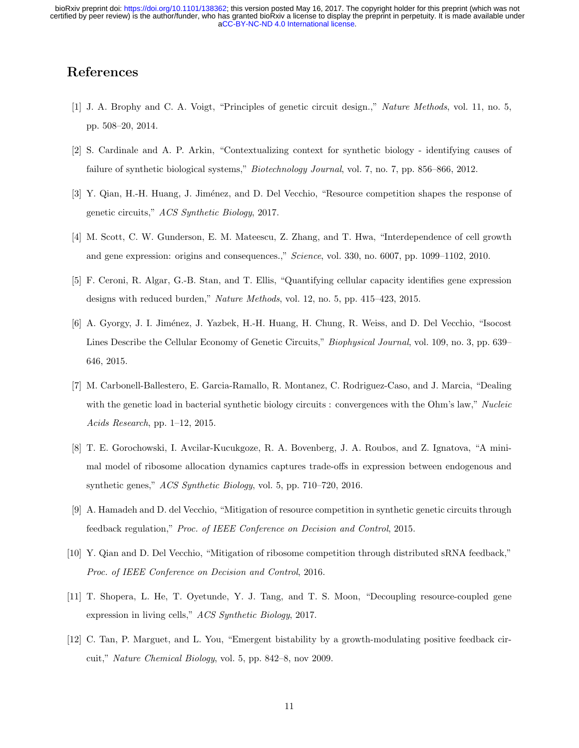## References

[1] J. A. Brophy and C. A. Voigt, "Principles of genetic circuit design.," *Nature Methods*, vol. 11, no. 5, pp. 508–20, 2014.

[2] S. Cardinale and A. P. Arkin, "Contextualizing context for synthetic biology - identifying causes of failure of synthetic biological systems," *Biotechnology Journal*, vol. 7, no. 7, pp. 856–866, 2012.

[3] Y. Qian, H.-H. Huang, J. Jiménez, and D. Del Vecchio, "Resource competition shapes the response of genetic circuits," *ACS Synthetic Biology*, 2017.

[4] M. Scott, C. W. Gunderson, E. M. Mateescu, Z. Zhang, and T. Hwa, "Interdependence of cell growth and gene expression: origins and consequences.," *Science*, vol. 330, no. 6007, pp. 1099–1102, 2010.

[5] F. Ceroni, R. Algar, G.-B. Stan, and T. Ellis, "Quantifying cellular capacity identifies gene expression designs with reduced burden," *Nature Methods*, vol. 12, no. 5, pp. 415–423, 2015.

[6] A. Gyorgy, J. I. Jiménez, J. Yazbek, H.-H. Huang, H. Chung, R. Weiss, and D. Del Vecchio, "Isocost Lines Describe the Cellular Economy of Genetic Circuits," *Biophysical Journal*, vol. 109, no. 3, pp. 639–646, 2015.

[7] M. Carbonell-Ballestero, E. Garcia-Ramallo, R. Montanez, C. Rodriguez-Caso, and J. Marcia, "Dealing with the genetic load in bacterial synthetic biology circuits : convergences with the Ohm's law," *Nucleic Acids Research*, pp. 1–12, 2015.

[8] T. E. Gorochowski, I. Avcilar-Kucukgoze, R. A. Bovenberg, J. A. Roubos, and Z. Ignatova, "A minimal model of ribosome allocation dynamics captures trade-offs in expression between endogenous and synthetic genes," *ACS Synthetic Biology*, vol. 5, pp. 710–720, 2016.

[9] A. Hamadeh and D. del Vecchio, "Mitigation of resource competition in synthetic genetic circuits through feedback regulation," *Proc. of IEEE Conference on Decision and Control*, 2015.

[10] Y. Qian and D. Del Vecchio, "Mitigation of ribosome competition through distributed sRNA feedback," *Proc. of IEEE Conference on Decision and Control*, 2016.

[11] T. Shopera, L. He, T. Oyetunde, Y. J. Tang, and T. S. Moon, "Decoupling resource-coupled gene expression in living cells," *ACS Synthetic Biology*, 2017.

[12] C. Tan, P. Marguet, and L. You, "Emergent bistability by a growth-modulating positive feedback circuit," *Nature Chemical Biology*, vol. 5, pp. 842–8, nov 2009.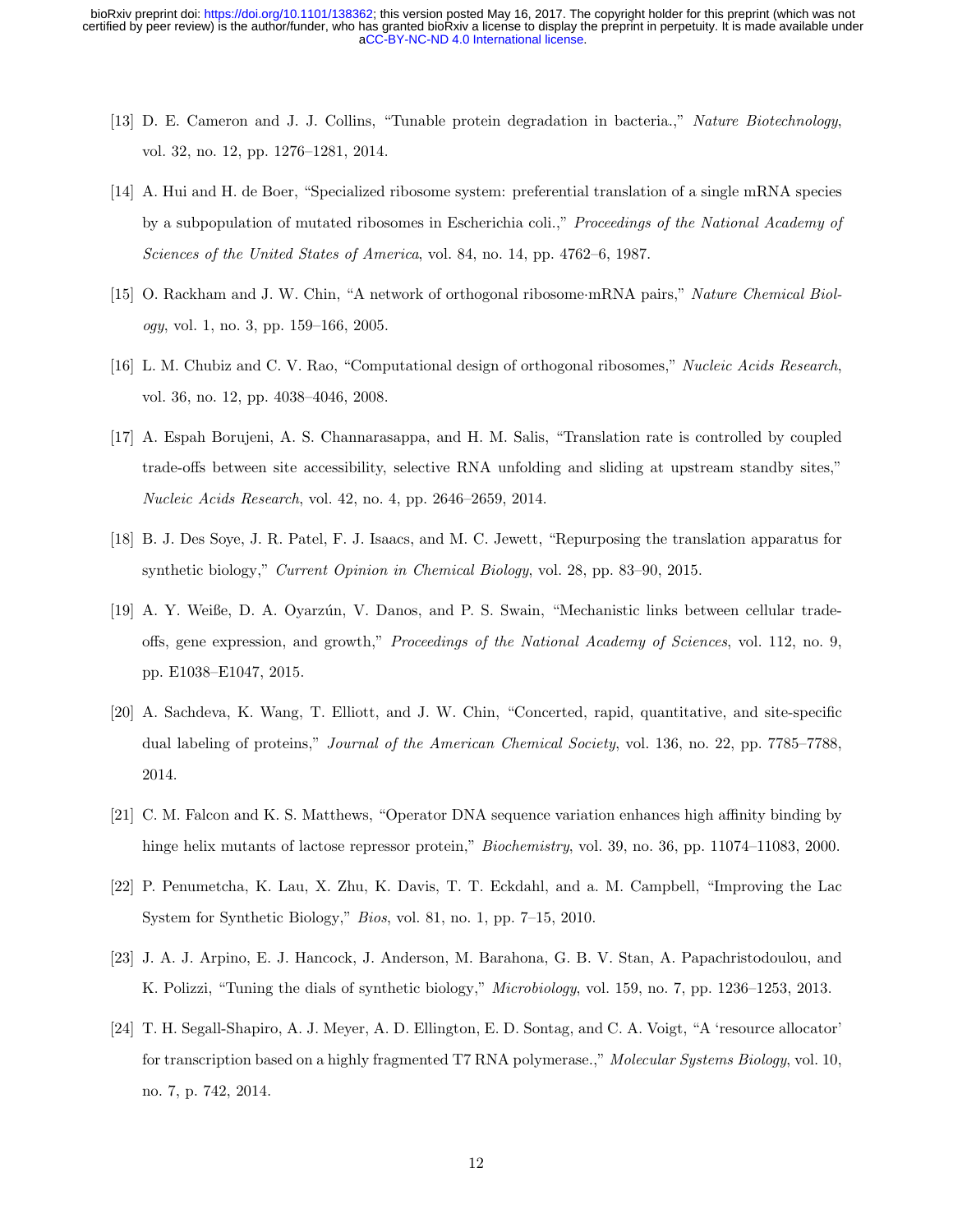[13] D. E. Cameron and J. J. Collins, "Tunable protein degradation in bacteria.," *Nature Biotechnology*, vol. 32, no. 12, pp. 1276–1281, 2014.

[14] A. Hui and H. de Boer, "Specialized ribosome system: preferential translation of a single mRNA species by a subpopulation of mutated ribosomes in Escherichia coli.," *Proceedings of the National Academy of Sciences of the United States of America*, vol. 84, no. 14, pp. 4762–6, 1987.

[15] O. Rackham and J. W. Chin, "A network of orthogonal ribosome·mRNA pairs," *Nature Chemical Biology*, vol. 1, no. 3, pp. 159–166, 2005.

[16] L. M. Chubiz and C. V. Rao, "Computational design of orthogonal ribosomes," *Nucleic Acids Research*, vol. 36, no. 12, pp. 4038–4046, 2008.

[17] A. Espah Borujeni, A. S. Channarasappa, and H. M. Salis, "Translation rate is controlled by coupled trade-offs between site accessibility, selective RNA unfolding and sliding at upstream standby sites," *Nucleic Acids Research*, vol. 42, no. 4, pp. 2646–2659, 2014.

[18] B. J. Des Soye, J. R. Patel, F. J. Isaacs, and M. C. Jewett, "Repurposing the translation apparatus for synthetic biology," *Current Opinion in Chemical Biology*, vol. 28, pp. 83–90, 2015.

[19] A. Y. Weiße, D. A. Oyarzún, V. Danos, and P. S. Swain, "Mechanistic links between cellular trade-offs, gene expression, and growth," *Proceedings of the National Academy of Sciences*, vol. 112, no. 9, pp. E1038–E1047, 2015.

[20] A. Sachdeva, K. Wang, T. Elliott, and J. W. Chin, "Concerted, rapid, quantitative, and site-specific dual labeling of proteins," *Journal of the American Chemical Society*, vol. 136, no. 22, pp. 7785–7788, 2014.

[21] C. M. Falcon and K. S. Matthews, "Operator DNA sequence variation enhances high affinity binding by hinge helix mutants of lactose repressor protein," *Biochemistry*, vol. 39, no. 36, pp. 11074–11083, 2000.

[22] P. Penumetcha, K. Lau, X. Zhu, K. Davis, T. T. Eckdahl, and a. M. Campbell, "Improving the Lac System for Synthetic Biology," *Bios*, vol. 81, no. 1, pp. 7–15, 2010.

[23] J. A. J. Arpino, E. J. Hancock, J. Anderson, M. Barahona, G. B. V. Stan, A. Papachristodoulou, and K. Polizzi, "Tuning the dials of synthetic biology," *Microbiology*, vol. 159, no. 7, pp. 1236–1253, 2013.

[24] T. H. Segall-Shapiro, A. J. Meyer, A. D. Ellington, E. D. Sontag, and C. A. Voigt, "A 'resource allocator' for transcription based on a highly fragmented T7 RNA polymerase.," *Molecular Systems Biology*, vol. 10, no. 7, p. 742, 2014.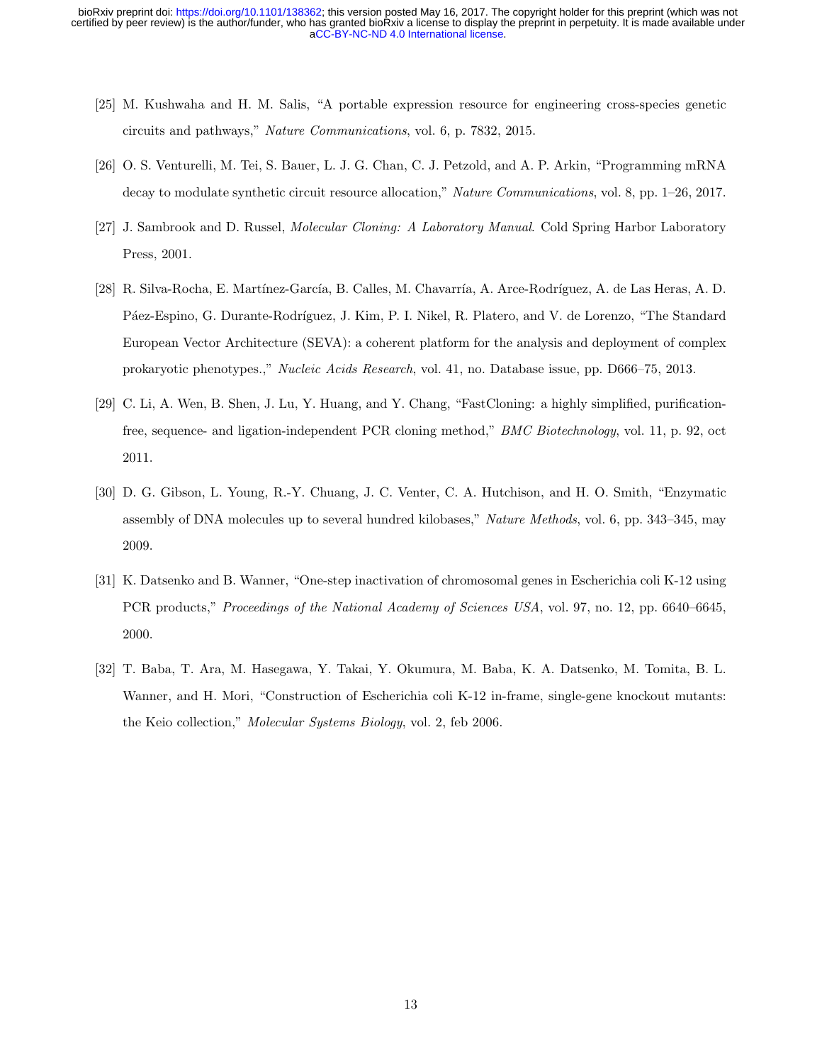[25] M. Kushwaha and H. M. Salis, "A portable expression resource for engineering cross-species genetic circuits and pathways," *Nature Communications*, vol. 6, p. 7832, 2015.

[26] O. S. Venturelli, M. Tei, S. Bauer, L. J. G. Chan, C. J. Petzold, and A. P. Arkin, "Programming mRNA decay to modulate synthetic circuit resource allocation," *Nature Communications*, vol. 8, pp. 1–26, 2017.

[27] J. Sambrook and D. Russel, *Molecular Cloning: A Laboratory Manual*. Cold Spring Harbor Laboratory Press, 2001.

[28] R. Silva-Rocha, E. Martínez-García, B. Calles, M. Chavarría, A. Arce-Rodríguez, A. de Las Heras, A. D. Páez-Espino, G. Durante-Rodríguez, J. Kim, P. I. Nikel, R. Platero, and V. de Lorenzo, "The Standard European Vector Architecture (SEVA): a coherent platform for the analysis and deployment of complex prokaryotic phenotypes.," *Nucleic Acids Research*, vol. 41, no. Database issue, pp. D666–75, 2013.

[29] C. Li, A. Wen, B. Shen, J. Lu, Y. Huang, and Y. Chang, "FastCloning: a highly simplified, purification-free, sequence- and ligation-independent PCR cloning method," *BMC Biotechnology*, vol. 11, p. 92, oct 2011.

[30] D. G. Gibson, L. Young, R.-Y. Chuang, J. C. Venter, C. A. Hutchison, and H. O. Smith, "Enzymatic assembly of DNA molecules up to several hundred kilobases," *Nature Methods*, vol. 6, pp. 343–345, may 2009.

[31] K. Datsenko and B. Wanner, "One-step inactivation of chromosomal genes in Escherichia coli K-12 using PCR products," *Proceedings of the National Academy of Sciences USA*, vol. 97, no. 12, pp. 6640–6645, 2000.

[32] T. Baba, T. Ara, M. Hasegawa, Y. Takai, Y. Okumura, M. Baba, K. A. Datsenko, M. Tomita, B. L. Wanner, and H. Mori, "Construction of Escherichia coli K-12 in-frame, single-gene knockout mutants: the Keio collection," *Molecular Systems Biology*, vol. 2, feb 2006.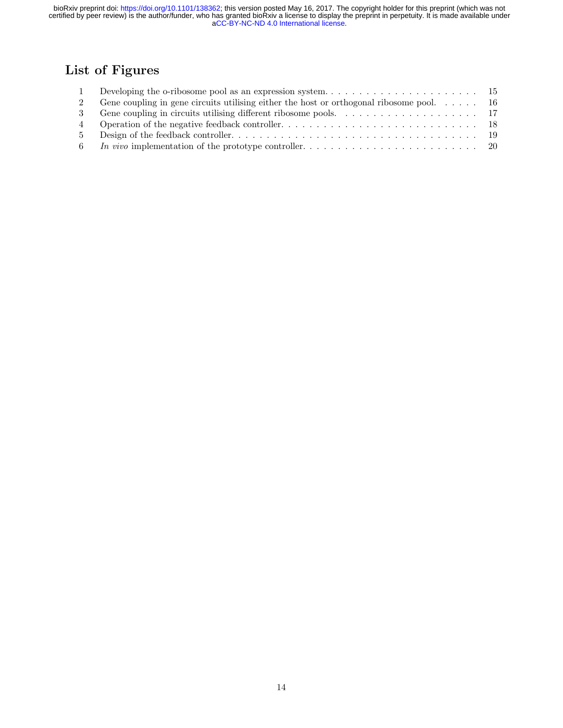# List of Figures

| | | |
|---|---|---|
| 1 | Developing the o-ribosome pool as an expression system. | 15 |
| 2 | Gene coupling in gene circuits utilising either the host or orthogonal ribosome pool. | 16 |
| 3 | Gene coupling in circuits utilising different ribosome pools. | 17 |
| 4 | Operation of the negative feedback controller. | 18 |
| 5 | Design of the feedback controller. | 19 |
| 6 | *In vivo* implementation of the prototype controller. | 20 |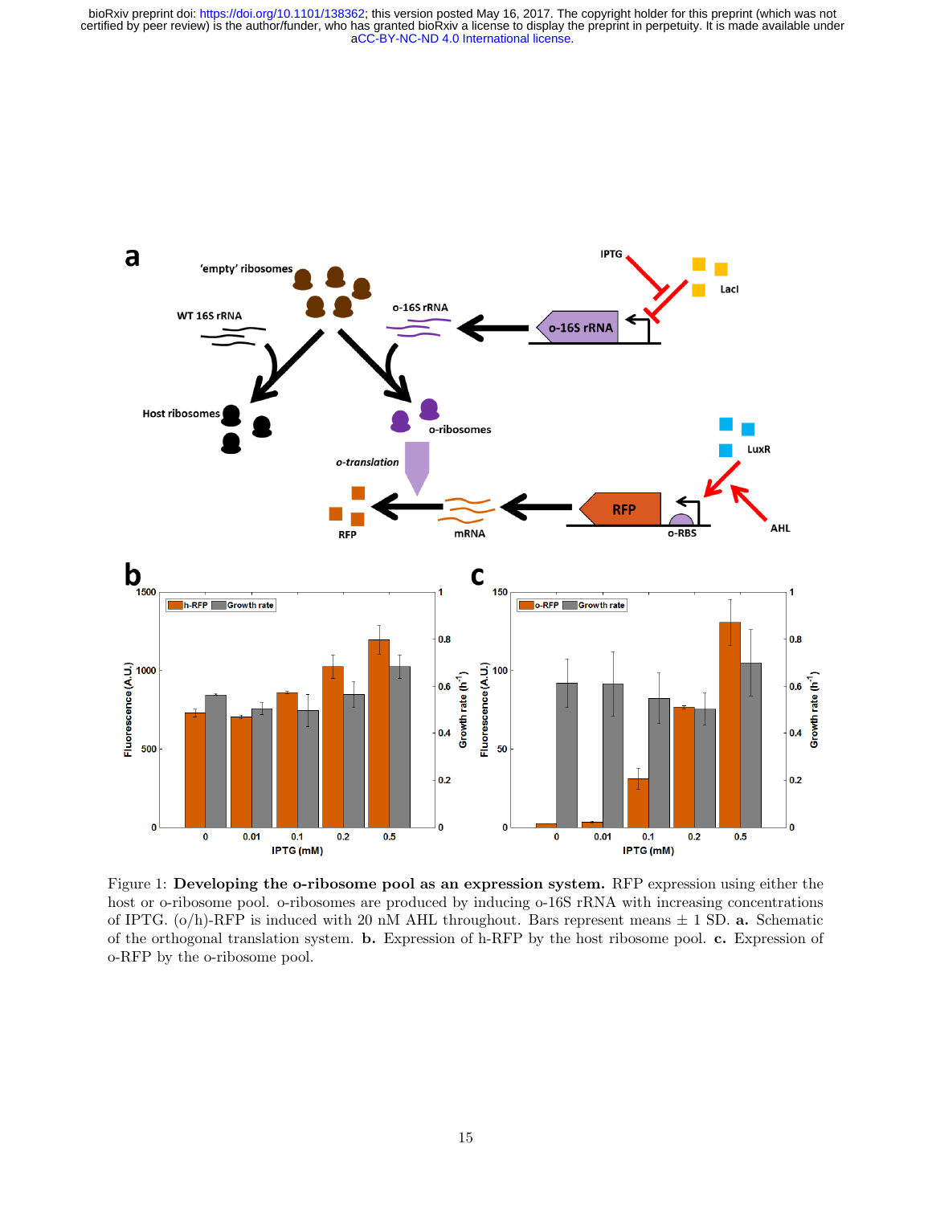Figure 1: **Developing the o-ribosome pool as an expression system.** RFP expression using either the host or o-ribosome pool. o-ribosomes are produced by inducing o-16S rRNA with increasing concentrations of IPTG. (o/h)-RFP is induced with 20 nM AHL throughout. Bars represent means ± 1 SD. **a.** Schematic of the orthogonal translation system. **b.** Expression of h-RFP by the host ribosome pool. **c.** Expression of o-RFP by the o-ribosome pool.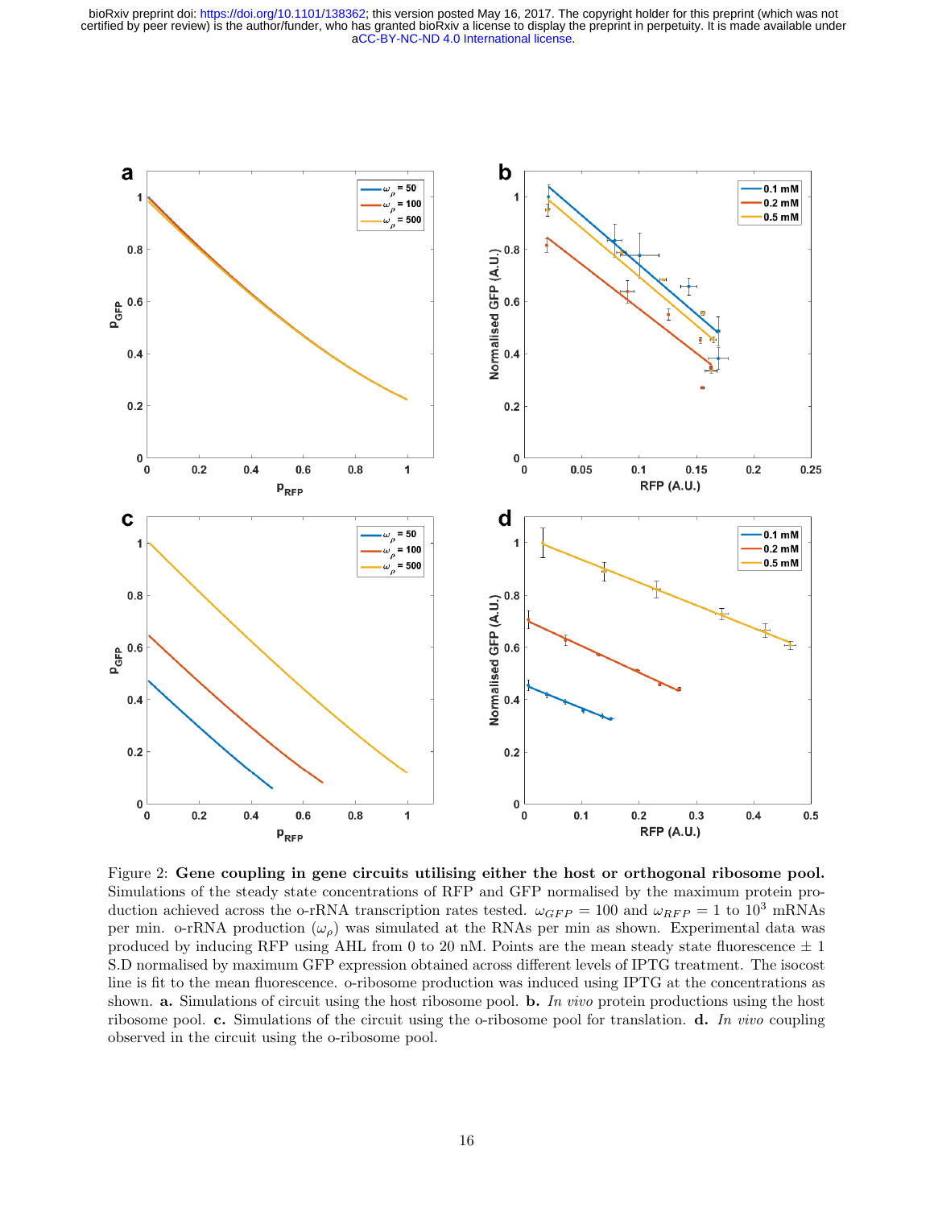Figure 2: **Gene coupling in gene circuits utilising either the host or orthogonal ribosome pool.** Simulations of the steady state concentrations of RFP and GFP normalised by the maximum protein production achieved across the o-rRNA transcription rates tested. $\omega_{GFP} = 100$ and $\omega_{RFP} = 1$ to $10^3$ mRNAs per min. o-rRNA production ($\omega_\rho$) was simulated at the RNAs per min as shown. Experimental data was produced by inducing RFP using AHL from 0 to 20 nM. Points are the mean steady state fluorescence $\pm$ 1 S.D normalised by maximum GFP expression obtained across different levels of IPTG treatment. The isocost line is fit to the mean fluorescence. o-ribosome production was induced using IPTG at the concentrations as shown. **a.** Simulations of circuit using the host ribosome pool. **b.** *In vivo* protein productions using the host ribosome pool. **c.** Simulations of the circuit using the o-ribosome pool for translation. **d.** *In vivo* coupling observed in the circuit using the o-ribosome pool.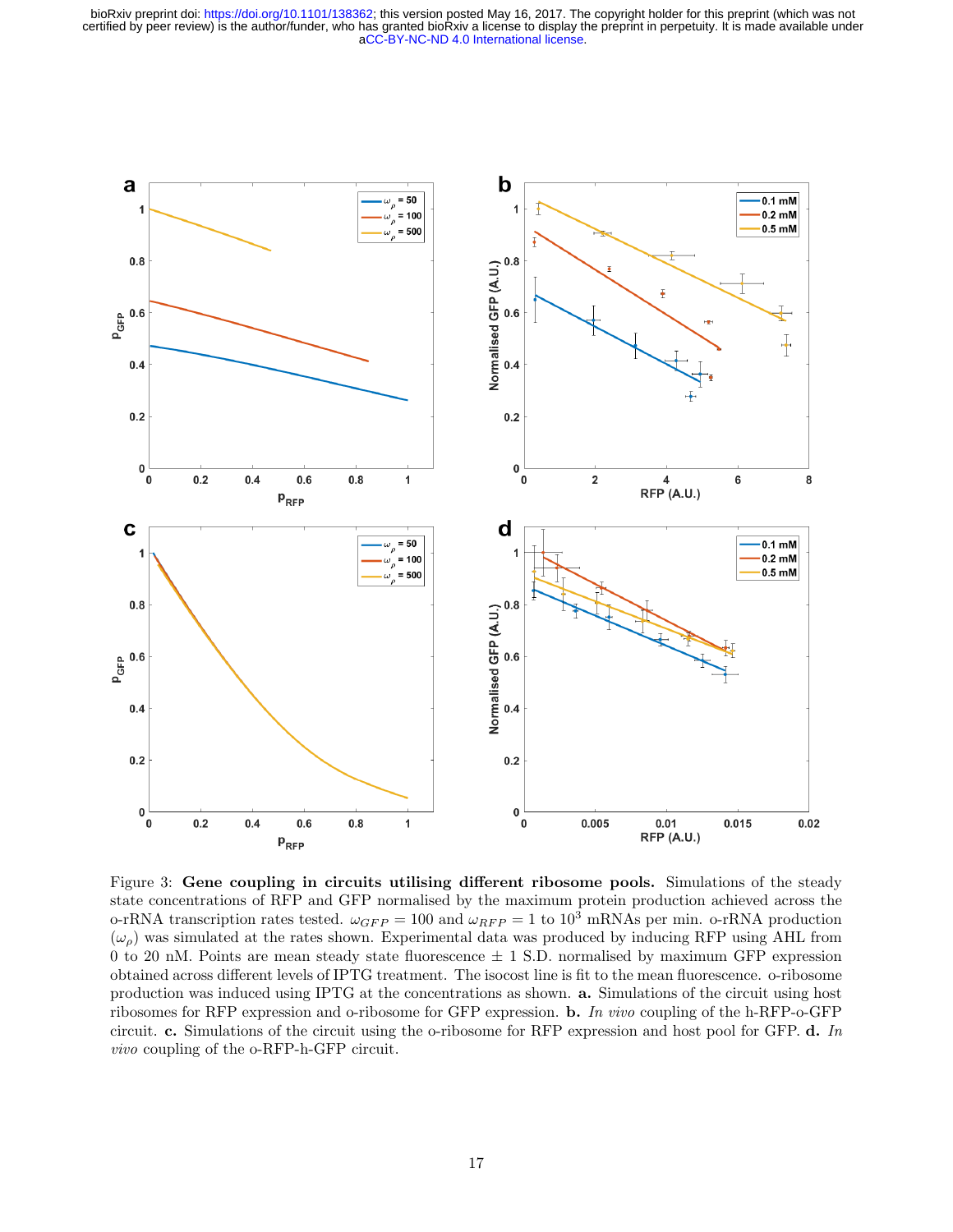Figure 3: **Gene coupling in circuits utilising different ribosome pools.** Simulations of the steady state concentrations of RFP and GFP normalised by the maximum protein production achieved across the o-rRNA transcription rates tested. $\omega_{GFP} = 100$ and $\omega_{RFP} = 1$ to $10^3$ mRNAs per min. o-rRNA production ($\omega_\rho$) was simulated at the rates shown. Experimental data was produced by inducing RFP using AHL from 0 to 20 nM. Points are mean steady state fluorescence $\pm$ 1 S.D. normalised by maximum GFP expression obtained across different levels of IPTG treatment. The isocost line is fit to the mean fluorescence. o-ribosome production was induced using IPTG at the concentrations as shown. **a.** Simulations of the circuit using host ribosomes for RFP expression and o-ribosome for GFP expression. **b.** *In vivo* coupling of the h-RFP-o-GFP circuit. **c.** Simulations of the circuit using the o-ribosome for RFP expression and host pool for GFP. **d.** *In vivo* coupling of the o-RFP-h-GFP circuit.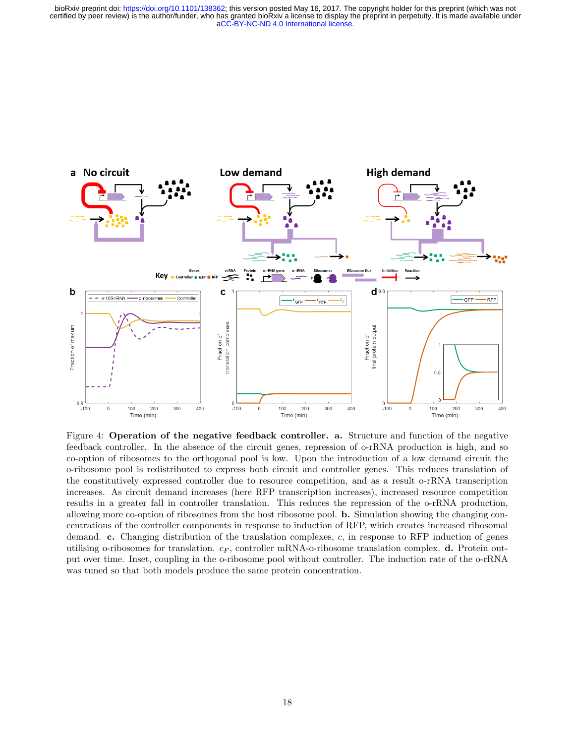Figure 4: **Operation of the negative feedback controller. a.** Structure and function of the negative feedback controller. In the absence of the circuit genes, repression of o-rRNA production is high, and so co-option of ribosomes to the orthogonal pool is low. Upon the introduction of a low demand circuit the o-ribosome pool is redistributed to express both circuit and controller genes. This reduces translation of the constitutively expressed controller due to resource competition, and as a result o-rRNA transcription increases. As circuit demand increases (here RFP transcription increases), increased resource competition results in a greater fall in controller translation. This reduces the repression of the o-rRNA production, allowing more co-option of ribosomes from the host ribosome pool. **b.** Simulation showing the changing concentrations of the controller components in response to induction of RFP, which creates increased ribosomal demand. **c.** Changing distribution of the translation complexes, $c$, in response to RFP induction of genes utilising o-ribosomes for translation. $c_F$, controller mRNA-o-ribosome translation complex. **d.** Protein output over time. Inset, coupling in the o-ribosome pool without controller. The induction rate of the o-rRNA was tuned so that both models produce the same protein concentration.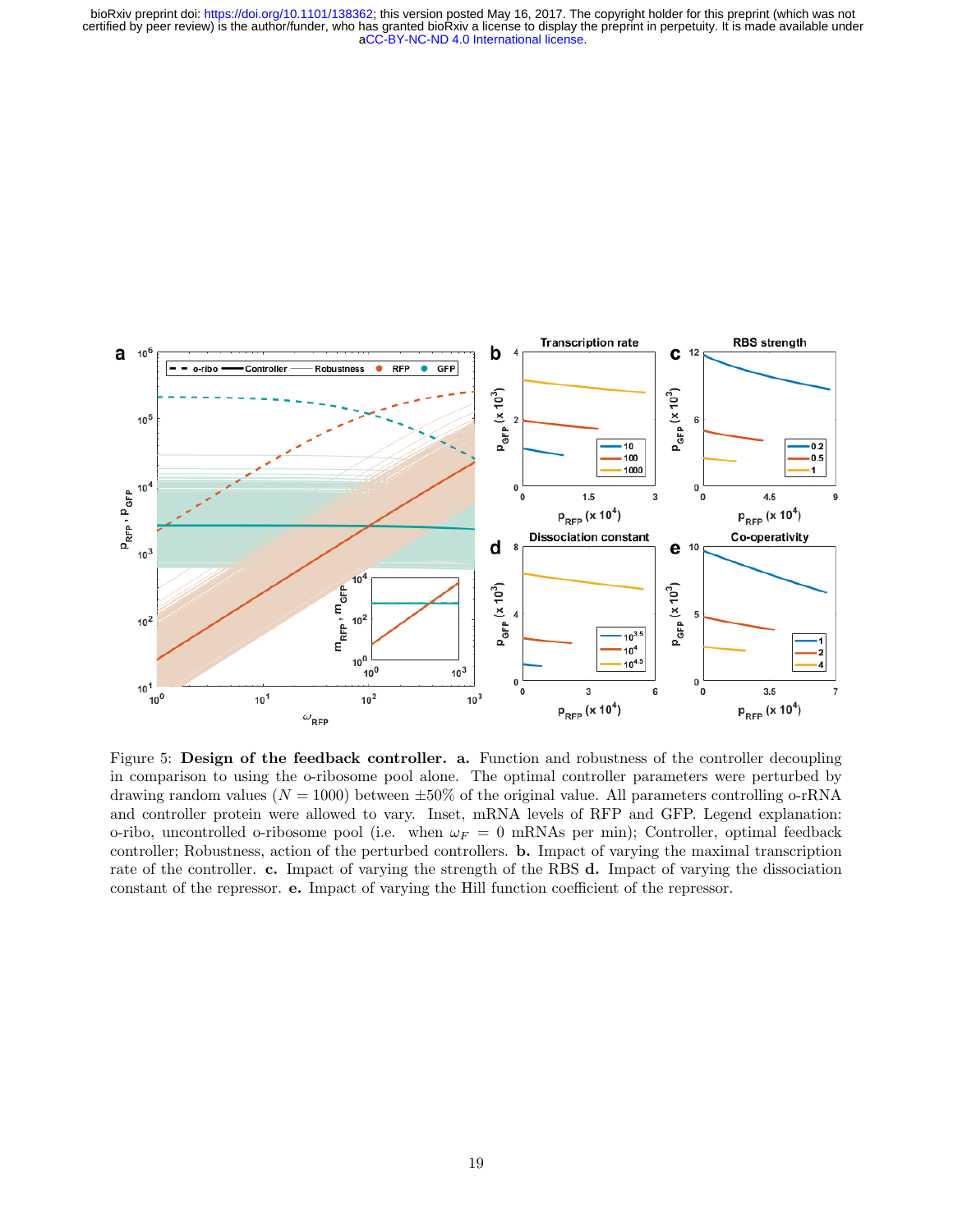Figure 5: **Design of the feedback controller.** **a.** Function and robustness of the controller decoupling in comparison to using the o-ribosome pool alone. The optimal controller parameters were perturbed by drawing random values ($N = 1000$) between $\pm 50\%$ of the original value. All parameters controlling o-rRNA and controller protein were allowed to vary. Inset, mRNA levels of RFP and GFP. Legend explanation: o-ribo, uncontrolled o-ribosome pool (i.e. when $\omega_F = 0$ mRNAs per min); Controller, optimal feedback controller; Robustness, action of the perturbed controllers. **b.** Impact of varying the maximal transcription rate of the controller. **c.** Impact of varying the strength of the RBS **d.** Impact of varying the dissociation constant of the repressor. **e.** Impact of varying the Hill function coefficient of the repressor.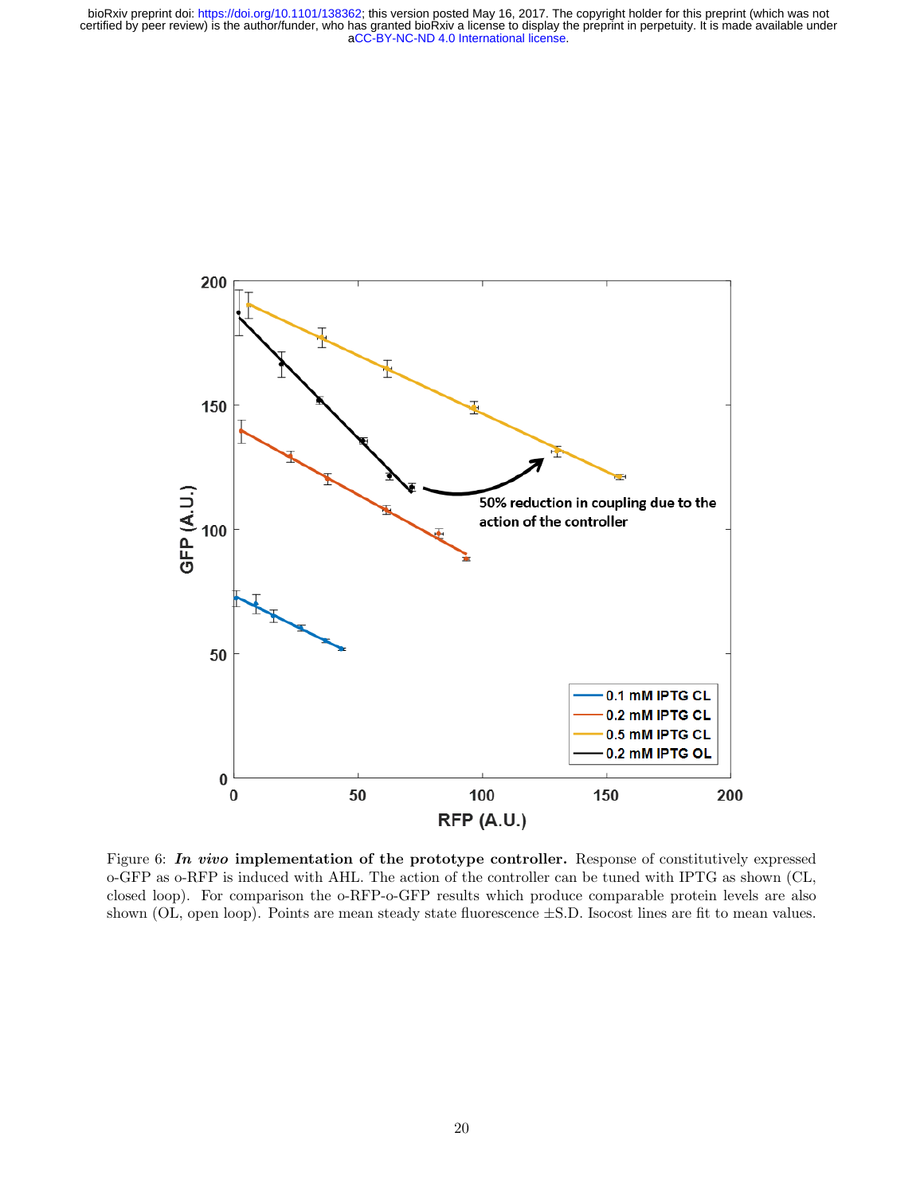200

150

100

50

0

0 50 100 150 200

GFP (A.U.)

RFP (A.U.)

50% reduction in coupling due to the action of the controller

0.1 mM IPTG CL

0.2 mM IPTG CL

0.5 mM IPTG CL

0.2 mM IPTG OL

Figure 6: ***In vivo* implementation of the prototype controller.** Response of constitutively expressed o-GFP as o-RFP is induced with AHL. The action of the controller can be tuned with IPTG as shown (CL, closed loop). For comparison the o-RFP-o-GFP results which produce comparable protein levels are also shown (OL, open loop). Points are mean steady state fluorescence ±S.D. Isocost lines are fit to mean values.